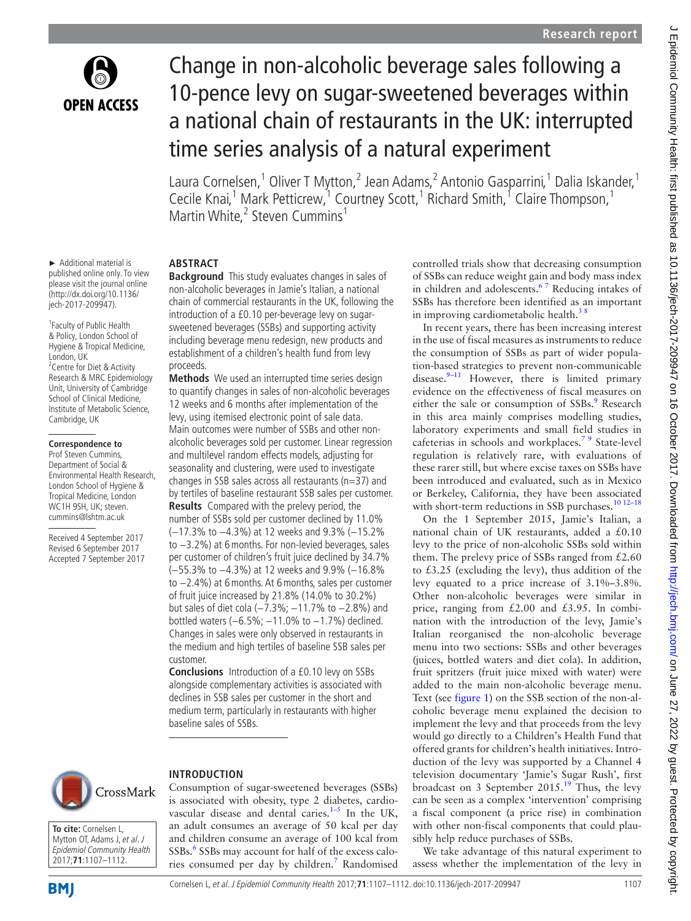# Change in non-alcoholic beverage sales following a 10-pence levy on sugar-sweetened beverages within a national chain of restaurants in the UK: interrupted time series analysis of a natural experiment

Laura Cornelsen,[1] Oliver T Mytton,[2] Jean Adams,[2] Antonio Gasparrini,[1] Dalia Iskander,[1] Cecile Knai,[1] Mark Petticrew,[1] Courtney Scott,[1] Richard Smith,[1] Claire Thompson,[1] Martin White,[2] Steven Cummins[1]

► Additional material is published online only. To view please visit the journal online (http://dx.doi.org/10.1136/jech-2017-209947).

[1]Faculty of Public Health & Policy, London School of Hygiene & Tropical Medicine, London, UK
[2]Centre for Diet & Activity Research & MRC Epidemiology Unit, University of Cambridge School of Clinical Medicine, Institute of Metabolic Science, Cambridge, UK

**Correspondence to**
Prof Steven Cummins, Department of Social & Environmental Health Research, London School of Hygiene & Tropical Medicine, London WC1H 9SH, UK; steven.cummins@lshtm.ac.uk

Received 4 September 2017
Revised 6 September 2017
Accepted 7 September 2017

## ABSTRACT

**Background** This study evaluates changes in sales of non-alcoholic beverages in Jamie's Italian, a national chain of commercial restaurants in the UK, following the introduction of a £0.10 per-beverage levy on sugar-sweetened beverages (SSBs) and supporting activity including beverage menu redesign, new products and establishment of a children's health fund from levy proceeds.

**Methods** We used an interrupted time series design to quantify changes in sales of non-alcoholic beverages 12 weeks and 6 months after implementation of the levy, using itemised electronic point of sale data. Main outcomes were number of SSBs and other non-alcoholic beverages sold per customer. Linear regression and multilevel random effects models, adjusting for seasonality and clustering, were used to investigate changes in SSB sales across all restaurants (n=37) and by tertiles of baseline restaurant SSB sales per customer.

**Results** Compared with the prelevy period, the number of SSBs sold per customer declined by 11.0% (−17.3% to −4.3%) at 12 weeks and 9.3% (−15.2% to −3.2%) at 6 months. For non-levied beverages, sales per customer of children's fruit juice declined by 34.7% (−55.3% to −4.3%) at 12 weeks and 9.9% (−16.8% to −2.4%) at 6 months. At 6 months, sales per customer of fruit juice increased by 21.8% (14.0% to 30.2%) but sales of diet cola (−7.3%; −11.7% to −2.8%) and bottled waters (−6.5%; −11.0% to −1.7%) declined. Changes in sales were only observed in restaurants in the medium and high tertiles of baseline SSB sales per customer.

**Conclusions** Introduction of a £0.10 levy on SSBs alongside complementary activities is associated with declines in SSB sales per customer in the short and medium term, particularly in restaurants with higher baseline sales of SSBs.

**To cite:** Cornelsen L, Mytton OT, Adams J, et al. J Epidemiol Community Health 2017;**71**:1107–1112.

## INTRODUCTION

Consumption of sugar-sweetened beverages (SSBs) is associated with obesity, type 2 diabetes, cardiovascular disease and dental caries.[1–5] In the UK, an adult consumes an average of 50 kcal per day and children consume an average of 100 kcal from SSBs.[6] SSBs may account for half of the excess calories consumed per day by children.[7] Randomised controlled trials show that decreasing consumption of SSBs can reduce weight gain and body mass index in children and adolescents.[6 7] Reducing intakes of SSBs has therefore been identified as an important in improving cardiometabolic health.[3 8]

In recent years, there has been increasing interest in the use of fiscal measures as instruments to reduce the consumption of SSBs as part of wider population-based strategies to prevent non-communicable disease.[9–11] However, there is limited primary evidence on the effectiveness of fiscal measures on either the sale or consumption of SSBs.[9] Research in this area mainly comprises modelling studies, laboratory experiments and small field studies in cafeterias in schools and workplaces.[7 9] State-level regulation is relatively rare, with evaluations of these rarer still, but where excise taxes on SSBs have been introduced and evaluated, such as in Mexico or Berkeley, California, they have been associated with short-term reductions in SSB purchases.[10 12–18]

On the 1 September 2015, Jamie's Italian, a national chain of UK restaurants, added a £0.10 levy to the price of non-alcoholic SSBs sold within them. The prelevy price of SSBs ranged from £2.60 to £3.25 (excluding the levy), thus addition of the levy equated to a price increase of 3.1%–3.8%. Other non-alcoholic beverages were similar in price, ranging from £2.00 and £3.95. In combination with the introduction of the levy, Jamie's Italian reorganised the non-alcoholic beverage menu into two sections: SSBs and other beverages (juices, bottled waters and diet cola). In addition, fruit spritzers (fruit juice mixed with water) were added to the main non-alcoholic beverage menu. Text (see figure 1) on the SSB section of the non-alcoholic beverage menu explained the decision to implement the levy and that proceeds from the levy would go directly to a Children's Health Fund that offered grants for children's health initiatives. Introduction of the levy was supported by a Channel 4 television documentary 'Jamie's Sugar Rush', first broadcast on 3 September 2015.[19] Thus, the levy can be seen as a complex 'intervention' comprising a fiscal component (a price rise) in combination with other non-fiscal components that could plausibly help reduce purchases of SSBs.

We take advantage of this natural experiment to assess whether the implementation of the levy in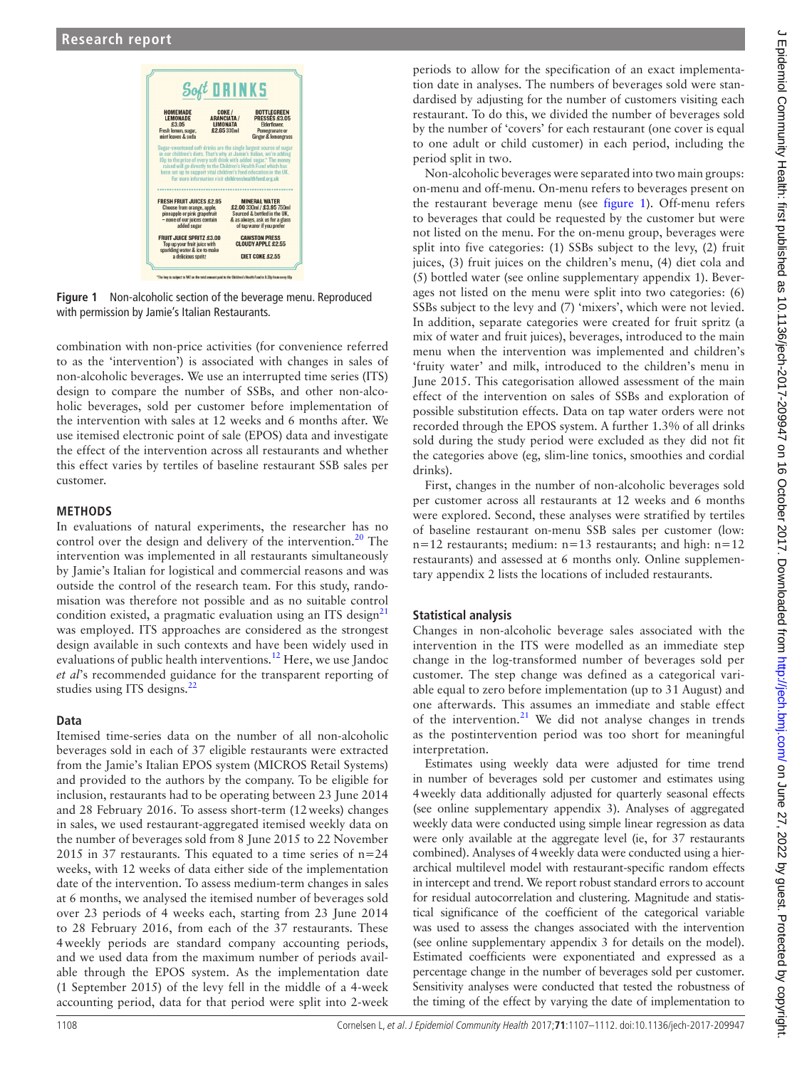Figure 1 Non-alcoholic section of the beverage menu. Reproduced with permission by Jamie's Italian Restaurants.

combination with non-price activities (for convenience referred to as the 'intervention') is associated with changes in sales of non-alcoholic beverages. We use an interrupted time series (ITS) design to compare the number of SSBs, and other non-alcoholic beverages, sold per customer before implementation of the intervention with sales at 12 weeks and 6 months after. We use itemised electronic point of sale (EPOS) data and investigate the effect of the intervention across all restaurants and whether this effect varies by tertiles of baseline restaurant SSB sales per customer.

## METHODS

In evaluations of natural experiments, the researcher has no control over the design and delivery of the intervention.[20] The intervention was implemented in all restaurants simultaneously by Jamie's Italian for logistical and commercial reasons and was outside the control of the research team. For this study, randomisation was therefore not possible and as no suitable control condition existed, a pragmatic evaluation using an ITS design[21] was employed. ITS approaches are considered as the strongest design available in such contexts and have been widely used in evaluations of public health interventions.[12] Here, we use Jandoc *et al*'s recommended guidance for the transparent reporting of studies using ITS designs.[22]

### Data

Itemised time-series data on the number of all non-alcoholic beverages sold in each of 37 eligible restaurants were extracted from the Jamie's Italian EPOS system (MICROS Retail Systems) and provided to the authors by the company. To be eligible for inclusion, restaurants had to be operating between 23 June 2014 and 28 February 2016. To assess short-term (12 weeks) changes in sales, we used restaurant-aggregated itemised weekly data on the number of beverages sold from 8 June 2015 to 22 November 2015 in 37 restaurants. This equated to a time series of n=24 weeks, with 12 weeks of data either side of the implementation date of the intervention. To assess medium-term changes in sales at 6 months, we analysed the itemised number of beverages sold over 23 periods of 4 weeks each, starting from 23 June 2014 to 28 February 2016, from each of the 37 restaurants. These 4weekly periods are standard company accounting periods, and we used data from the maximum number of periods available through the EPOS system. As the implementation date (1 September 2015) of the levy fell in the middle of a 4-week accounting period, data for that period were split into 2-week periods to allow for the specification of an exact implementation date in analyses. The numbers of beverages sold were standardised by adjusting for the number of customers visiting each restaurant. To do this, we divided the number of beverages sold by the number of 'covers' for each restaurant (one cover is equal to one adult or child customer) in each period, including the period split in two.

Non-alcoholic beverages were separated into two main groups: on-menu and off-menu. On-menu refers to beverages present on the restaurant beverage menu (see figure 1). Off-menu refers to beverages that could be requested by the customer but were not listed on the menu. For the on-menu group, beverages were split into five categories: (1) SSBs subject to the levy, (2) fruit juices, (3) fruit juices on the children's menu, (4) diet cola and (5) bottled water (see online supplementary appendix 1). Beverages not listed on the menu were split into two categories: (6) SSBs subject to the levy and (7) 'mixers', which were not levied. In addition, separate categories were created for fruit spritz (a mix of water and fruit juices), beverages, introduced to the main menu when the intervention was implemented and children's 'fruity water' and milk, introduced to the children's menu in June 2015. This categorisation allowed assessment of the main effect of the intervention on sales of SSBs and exploration of possible substitution effects. Data on tap water orders were not recorded through the EPOS system. A further 1.3% of all drinks sold during the study period were excluded as they did not fit the categories above (eg, slim-line tonics, smoothies and cordial drinks).

First, changes in the number of non-alcoholic beverages sold per customer across all restaurants at 12 weeks and 6 months were explored. Second, these analyses were stratified by tertiles of baseline restaurant on-menu SSB sales per customer (low: n=12 restaurants; medium: n=13 restaurants; and high: n=12 restaurants) and assessed at 6 months only. Online supplementary appendix 2 lists the locations of included restaurants.

### Statistical analysis

Changes in non-alcoholic beverage sales associated with the intervention in the ITS were modelled as an immediate step change in the log-transformed number of beverages sold per customer. The step change was defined as a categorical variable equal to zero before implementation (up to 31 August) and one afterwards. This assumes an immediate and stable effect of the intervention.[21] We did not analyse changes in trends as the postintervention period was too short for meaningful interpretation.

Estimates using weekly data were adjusted for time trend in number of beverages sold per customer and estimates using 4weekly data additionally adjusted for quarterly seasonal effects (see online supplementary appendix 3). Analyses of aggregated weekly data were conducted using simple linear regression as data were only available at the aggregate level (ie, for 37 restaurants combined). Analyses of 4weekly data were conducted using a hierarchical multilevel model with restaurant-specific random effects in intercept and trend. We report robust standard errors to account for residual autocorrelation and clustering. Magnitude and statistical significance of the coefficient of the categorical variable was used to assess the changes associated with the intervention (see online supplementary appendix 3 for details on the model). Estimated coefficients were exponentiated and expressed as a percentage change in the number of beverages sold per customer. Sensitivity analyses were conducted that tested the robustness of the timing of the effect by varying the date of implementation to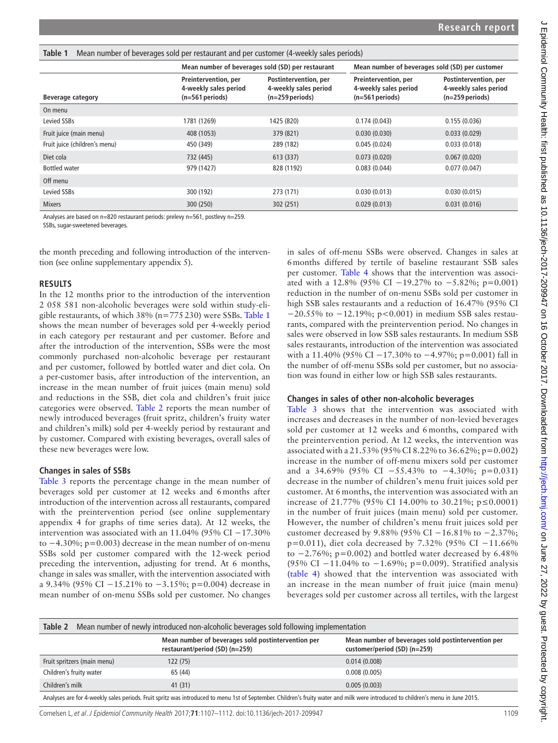**Table 1** Mean number of beverages sold per restaurant and per customer (4-weekly sales periods)

| | Mean number of beverages sold (SD) per restaurant | | Mean number of beverages sold (SD) per customer | |
|---|---|---|---|---|
| Beverage category | Preintervention, per 4-weekly sales period (n=561 periods) | Postintervention, per 4-weekly sales period (n=259 periods) | Preintervention, per 4-weekly sales period (n=561 periods) | Postintervention, per 4-weekly sales period (n=259 periods) |
| On menu | | | | |
| Levied SSBs | 1781 (1269) | 1425 (820) | 0.174 (0.043) | 0.155 (0.036) |
| Fruit juice (main menu) | 408 (1053) | 379 (821) | 0.030 (0.030) | 0.033 (0.029) |
| Fruit juice (children's menu) | 450 (349) | 289 (182) | 0.045 (0.024) | 0.033 (0.018) |
| Diet cola | 732 (445) | 613 (337) | 0.073 (0.020) | 0.067 (0.020) |
| Bottled water | 979 (1427) | 828 (1192) | 0.083 (0.044) | 0.077 (0.047) |
| Off menu | | | | |
| Levied SSBs | 300 (192) | 273 (171) | 0.030 (0.013) | 0.030 (0.015) |
| Mixers | 300 (250) | 302 (251) | 0.029 (0.013) | 0.031 (0.016) |

Analyses are based on n=820 restaurant periods: prelevy n=561, postlevy n=259.
SSBs, sugar-sweetened beverages.

the month preceding and following introduction of the intervention (see online supplementary appendix 5).

## RESULTS

In the 12 months prior to the introduction of the intervention 2 058 581 non-alcoholic beverages were sold within study-eligible restaurants, of which 38% (n=775 230) were SSBs. Table 1 shows the mean number of beverages sold per 4-weekly period in each category per restaurant and per customer. Before and after the introduction of the intervention, SSBs were the most commonly purchased non-alcoholic beverage per restaurant and per customer, followed by bottled water and diet cola. On a per-customer basis, after introduction of the intervention, an increase in the mean number of fruit juices (main menu) sold and reductions in the SSB, diet cola and children's fruit juice categories were observed. Table 2 reports the mean number of newly introduced beverages (fruit spritz, children's fruity water and children's milk) sold per 4-weekly period by restaurant and by customer. Compared with existing beverages, overall sales of these new beverages were low.

### Changes in sales of SSBs

Table 3 reports the percentage change in the mean number of beverages sold per customer at 12 weeks and 6 months after introduction of the intervention across all restaurants, compared with the preintervention period (see online supplementary appendix 4 for graphs of time series data). At 12 weeks, the intervention was associated with an 11.04% (95% CI −17.30% to −4.30%; p=0.003) decrease in the mean number of on-menu SSBs sold per customer compared with the 12-week period preceding the intervention, adjusting for trend. At 6 months, change in sales was smaller, with the intervention associated with a 9.34% (95% CI −15.21% to −3.15%; p=0.004) decrease in mean number of on-menu SSBs sold per customer. No changes in sales of off-menu SSBs were observed. Changes in sales at 6 months differed by tertile of baseline restaurant SSB sales per customer. Table 4 shows that the intervention was associated with a 12.8% (95% CI −19.27% to −5.82%; p=0.001) reduction in the number of on-menu SSBs sold per customer in high SSB sales restaurants and a reduction of 16.47% (95% CI −20.55% to −12.19%; p<0.001) in medium SSB sales restaurants, compared with the preintervention period. No changes in sales were observed in low SSB sales restaurants. In medium SSB sales restaurants, introduction of the intervention was associated with a 11.40% (95% CI −17.30% to −4.97%; p=0.001) fall in the number of off-menu SSBs sold per customer, but no association was found in either low or high SSB sales restaurants.

### Changes in sales of other non-alcoholic beverages

Table 3 shows that the intervention was associated with increases and decreases in the number of non-levied beverages sold per customer at 12 weeks and 6 months, compared with the preintervention period. At 12 weeks, the intervention was associated with a 21.53% (95% CI 8.22% to 36.62%; p=0.002) increase in the number of off-menu mixers sold per customer and a 34.69% (95% CI −55.43% to −4.30%; p=0.031) decrease in the number of children's menu fruit juices sold per customer. At 6 months, the intervention was associated with an increase of 21.77% (95% CI 14.00% to 30.21%; p≤0.0001) in the number of fruit juices (main menu) sold per customer. However, the number of children's menu fruit juices sold per customer decreased by 9.88% (95% CI −16.81% to −2.37%; p=0.011), diet cola decreased by 7.32% (95% CI −11.66% to −2.76%; p=0.002) and bottled water decreased by 6.48% (95% CI −11.04% to −1.69%; p=0.009). Stratified analysis (table 4) showed that the intervention was associated with an increase in the mean number of fruit juice (main menu) beverages sold per customer across all tertiles, with the largest

**Table 2** Mean number of newly introduced non-alcoholic beverages sold following implementation

| | Mean number of beverages sold postintervention per restaurant/period (SD) (n=259) | Mean number of beverages sold postintervention per customer/period (SD) (n=259) |
|---|---|---|
| Fruit spritzers (main menu) | 122 (75) | 0.014 (0.008) |
| Children's fruity water | 65 (44) | 0.008 (0.005) |
| Children's milk | 41 (31) | 0.005 (0.003) |

Analyses are for 4-weekly sales periods. Fruit spritz was introduced to menu 1st of September. Children's fruity water and milk were introduced to children's menu in June 2015.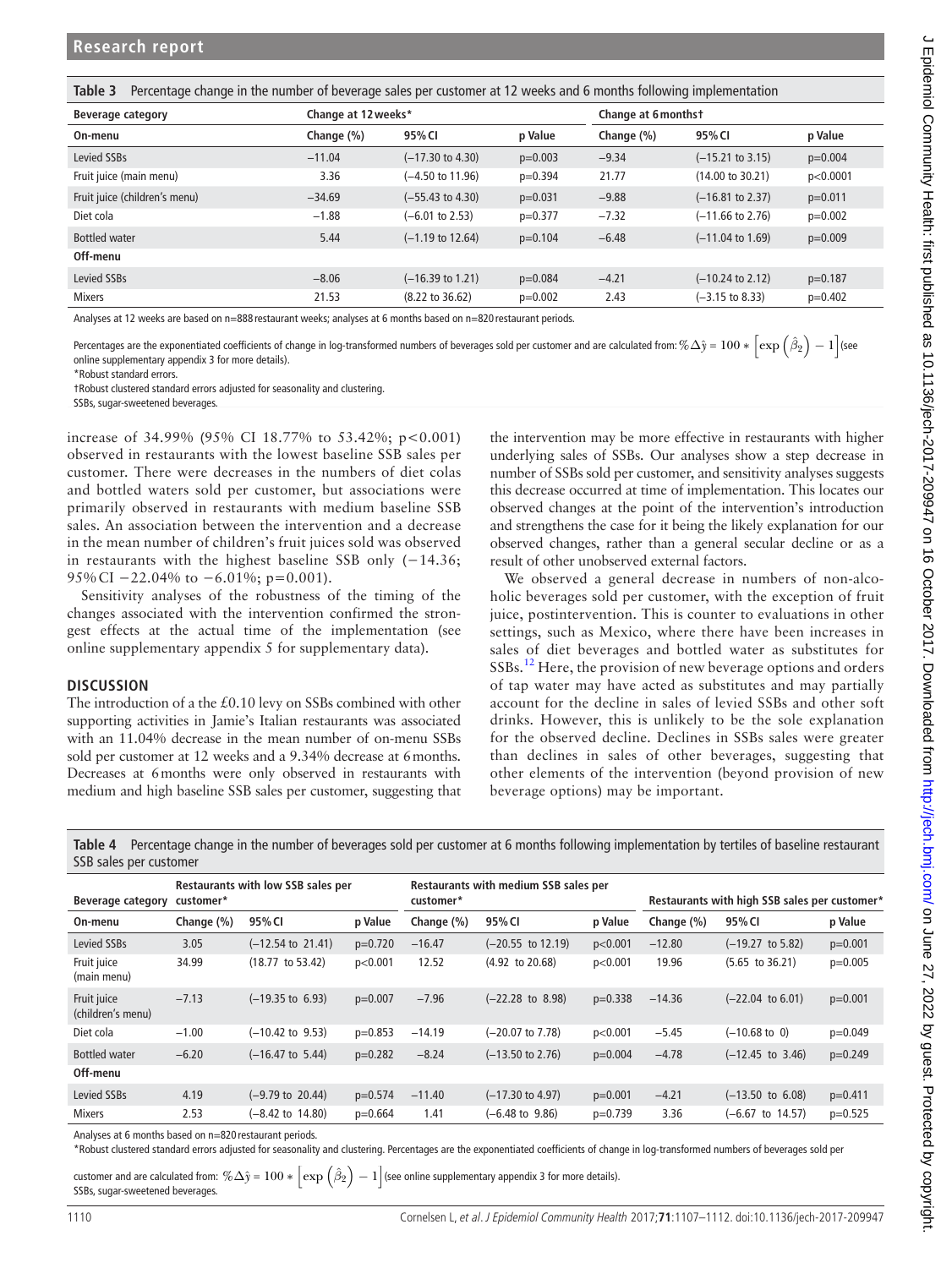**Table 3** Percentage change in the number of beverage sales per customer at 12 weeks and 6 months following implementation

| Beverage category | Change at 12 weeks* | | | Change at 6 months† | | |
|---|---|---|---|---|---|---|
| **On-menu** | Change (%) | 95% CI | p Value | Change (%) | 95% CI | p Value |
| Levied SSBs | −11.04 | (−17.30 to 4.30) | p=0.003 | −9.34 | (−15.21 to 3.15) | p=0.004 |
| Fruit juice (main menu) | 3.36 | (−4.50 to 11.96) | p=0.394 | 21.77 | (14.00 to 30.21) | p<0.0001 |
| Fruit juice (children's menu) | −34.69 | (−55.43 to 4.30) | p=0.031 | −9.88 | (−16.81 to 2.37) | p=0.011 |
| Diet cola | −1.88 | (−6.01 to 2.53) | p=0.377 | −7.32 | (−11.66 to 2.76) | p=0.002 |
| Bottled water | 5.44 | (−1.19 to 12.64) | p=0.104 | −6.48 | (−11.04 to 1.69) | p=0.009 |
| **Off-menu** | | | | | | |
| Levied SSBs | −8.06 | (−16.39 to 1.21) | p=0.084 | −4.21 | (−10.24 to 2.12) | p=0.187 |
| Mixers | 21.53 | (8.22 to 36.62) | p=0.002 | 2.43 | (−3.15 to 8.33) | p=0.402 |

Analyses at 12 weeks are based on n=888 restaurant weeks; analyses at 6 months based on n=820 restaurant periods.

Percentages are the exponentiated coefficients of change in log-transformed numbers of beverages sold per customer and are calculated from: $\%\Delta\hat{y} = 100 * \left[\exp\left(\hat{\beta}_2\right) - 1\right]$ (see online supplementary appendix 3 for more details).

*Robust standard errors.

†Robust clustered standard errors adjusted for seasonality and clustering.

SSBs, sugar-sweetened beverages.

increase of 34.99% (95% CI 18.77% to 53.42%; p<0.001) observed in restaurants with the lowest baseline SSB sales per customer. There were decreases in the numbers of diet colas and bottled waters sold per customer, but associations were primarily observed in restaurants with medium baseline SSB sales. An association between the intervention and a decrease in the mean number of children's fruit juices sold was observed in restaurants with the highest baseline SSB only (−14.36; 95% CI −22.04% to −6.01%; p=0.001).

Sensitivity analyses of the robustness of the timing of the changes associated with the intervention confirmed the strongest effects at the actual time of the implementation (see online supplementary appendix 5 for supplementary data).

## DISCUSSION

The introduction of a the £0.10 levy on SSBs combined with other supporting activities in Jamie's Italian restaurants was associated with an 11.04% decrease in the mean number of on-menu SSBs sold per customer at 12 weeks and a 9.34% decrease at 6 months. Decreases at 6 months were only observed in restaurants with medium and high baseline SSB sales per customer, suggesting that the intervention may be more effective in restaurants with higher underlying sales of SSBs. Our analyses show a step decrease in number of SSBs sold per customer, and sensitivity analyses suggests this decrease occurred at time of implementation. This locates our observed changes at the point of the intervention's introduction and strengthens the case for it being the likely explanation for our observed changes, rather than a general secular decline or as a result of other unobserved external factors.

We observed a general decrease in numbers of non-alcoholic beverages sold per customer, with the exception of fruit juice, postintervention. This is counter to evaluations in other settings, such as Mexico, where there have been increases in sales of diet beverages and bottled water as substitutes for SSBs.[12] Here, the provision of new beverage options and orders of tap water may have acted as substitutes and may partially account for the decline in sales of levied SSBs and other soft drinks. However, this is unlikely to be the sole explanation for the observed decline. Declines in SSBs sales were greater than declines in sales of other beverages, suggesting that other elements of the intervention (beyond provision of new beverage options) may be important.

**Table 4** Percentage change in the number of beverages sold per customer at 6 months following implementation by tertiles of baseline restaurant SSB sales per customer

| Beverage category | Restaurants with low SSB sales per customer* | | | Restaurants with medium SSB sales per customer* | | | Restaurants with high SSB sales per customer* | | |
|---|---|---|---|---|---|---|---|---|---|
| **On-menu** | Change (%) | 95% CI | p Value | Change (%) | 95% CI | p Value | Change (%) | 95% CI | p Value |
| Levied SSBs | 3.05 | (−12.54 to 21.41) | p=0.720 | −16.47 | (−20.55 to 12.19) | p<0.001 | −12.80 | (−19.27 to 5.82) | p=0.001 |
| Fruit juice (main menu) | 34.99 | (18.77 to 53.42) | p<0.001 | 12.52 | (4.92 to 20.68) | p<0.001 | 19.96 | (5.65 to 36.21) | p=0.005 |
| Fruit juice (children's menu) | −7.13 | (−19.35 to 6.93) | p=0.007 | −7.96 | (−22.28 to 8.98) | p=0.338 | −14.36 | (−22.04 to 6.01) | p=0.001 |
| Diet cola | −1.00 | (−10.42 to 9.53) | p=0.853 | −14.19 | (−20.07 to 7.78) | p<0.001 | −5.45 | (−10.68 to 0) | p=0.049 |
| Bottled water | −6.20 | (−16.47 to 5.44) | p=0.282 | −8.24 | (−13.50 to 2.76) | p=0.004 | −4.78 | (−12.45 to 3.46) | p=0.249 |
| **Off-menu** | | | | | | | | | |
| Levied SSBs | 4.19 | (−9.79 to 20.44) | p=0.574 | −11.40 | (−17.30 to 4.97) | p=0.001 | −4.21 | (−13.50 to 6.08) | p=0.411 |
| Mixers | 2.53 | (−8.42 to 14.80) | p=0.664 | 1.41 | (−6.48 to 9.86) | p=0.739 | 3.36 | (−6.67 to 14.57) | p=0.525 |

Analyses at 6 months based on n=820 restaurant periods.

*Robust clustered standard errors adjusted for seasonality and clustering. Percentages are the exponentiated coefficients of change in log-transformed numbers of beverages sold per customer and are calculated from: $\%\Delta\hat{y} = 100 * \left[\exp\left(\hat{\beta}_2\right) - 1\right]$ (see online supplementary appendix 3 for more details).

SSBs, sugar-sweetened beverages.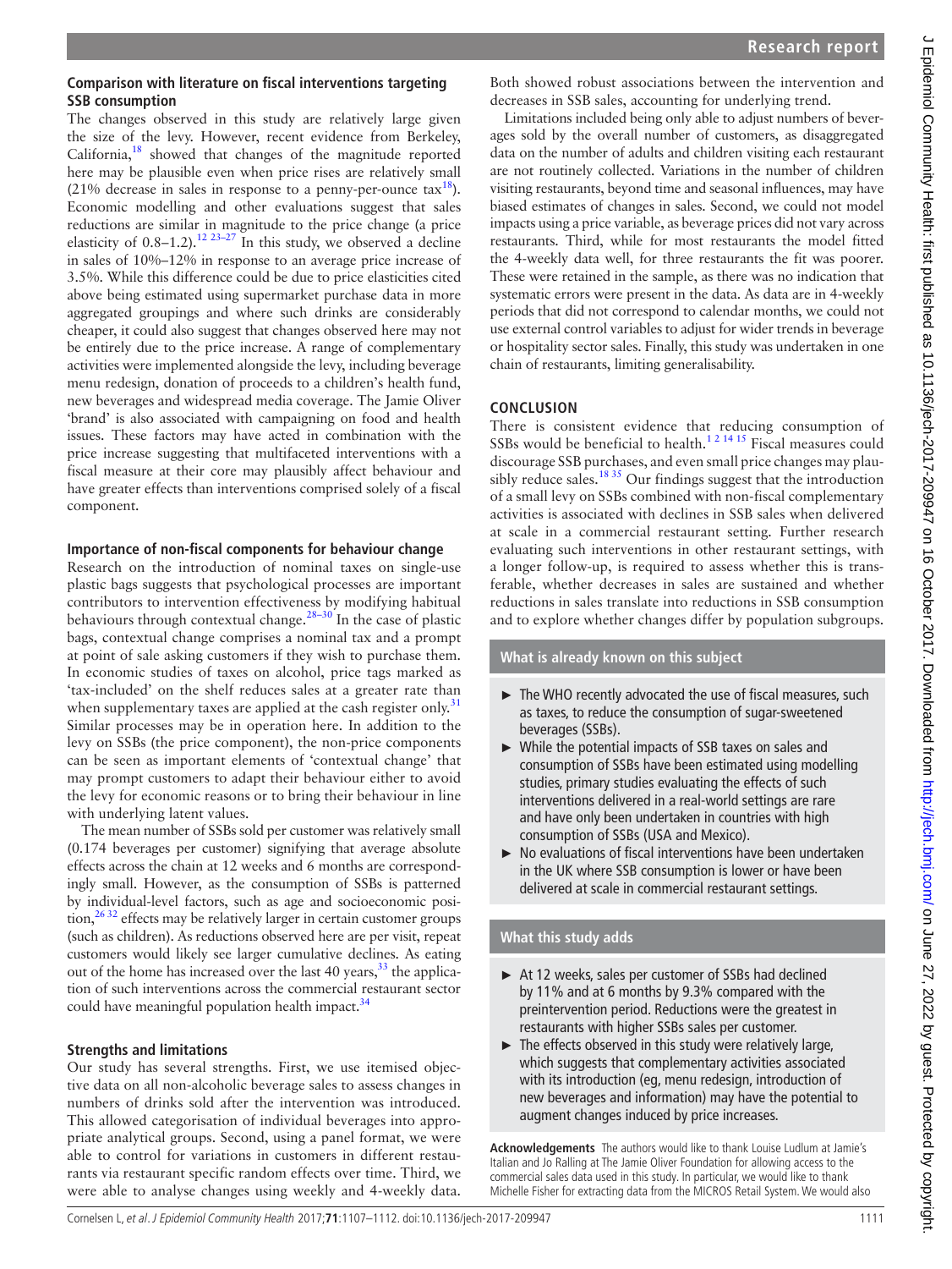### Comparison with literature on fiscal interventions targeting SSB consumption

The changes observed in this study are relatively large given the size of the levy. However, recent evidence from Berkeley, California,[18] showed that changes of the magnitude reported here may be plausible even when price rises are relatively small (21% decrease in sales in response to a penny-per-ounce tax[18]). Economic modelling and other evaluations suggest that sales reductions are similar in magnitude to the price change (a price elasticity of 0.8–1.2).[12 23–27] In this study, we observed a decline in sales of 10%–12% in response to an average price increase of 3.5%. While this difference could be due to price elasticities cited above being estimated using supermarket purchase data in more aggregated groupings and where such drinks are considerably cheaper, it could also suggest that changes observed here may not be entirely due to the price increase. A range of complementary activities were implemented alongside the levy, including beverage menu redesign, donation of proceeds to a children's health fund, new beverages and widespread media coverage. The Jamie Oliver 'brand' is also associated with campaigning on food and health issues. These factors may have acted in combination with the price increase suggesting that multifaceted interventions with a fiscal measure at their core may plausibly affect behaviour and have greater effects than interventions comprised solely of a fiscal component.

### Importance of non-fiscal components for behaviour change

Research on the introduction of nominal taxes on single-use plastic bags suggests that psychological processes are important contributors to intervention effectiveness by modifying habitual behaviours through contextual change.[28–30] In the case of plastic bags, contextual change comprises a nominal tax and a prompt at point of sale asking customers if they wish to purchase them. In economic studies of taxes on alcohol, price tags marked as 'tax-included' on the shelf reduces sales at a greater rate than when supplementary taxes are applied at the cash register only.[31] Similar processes may be in operation here. In addition to the levy on SSBs (the price component), the non-price components can be seen as important elements of 'contextual change' that may prompt customers to adapt their behaviour either to avoid the levy for economic reasons or to bring their behaviour in line with underlying latent values.

The mean number of SSBs sold per customer was relatively small (0.174 beverages per customer) signifying that average absolute effects across the chain at 12 weeks and 6 months are correspondingly small. However, as the consumption of SSBs is patterned by individual-level factors, such as age and socioeconomic position,[26 32] effects may be relatively larger in certain customer groups (such as children). As reductions observed here are per visit, repeat customers would likely see larger cumulative declines. As eating out of the home has increased over the last 40 years,[33] the application of such interventions across the commercial restaurant sector could have meaningful population health impact.[34]

### Strengths and limitations

Our study has several strengths. First, we use itemised objective data on all non-alcoholic beverage sales to assess changes in numbers of drinks sold after the intervention was introduced. This allowed categorisation of individual beverages into appropriate analytical groups. Second, using a panel format, we were able to control for variations in customers in different restaurants via restaurant specific random effects over time. Third, we were able to analyse changes using weekly and 4-weekly data. Both showed robust associations between the intervention and decreases in SSB sales, accounting for underlying trend.

Limitations included being only able to adjust numbers of beverages sold by the overall number of customers, as disaggregated data on the number of adults and children visiting each restaurant are not routinely collected. Variations in the number of children visiting restaurants, beyond time and seasonal influences, may have biased estimates of changes in sales. Second, we could not model impacts using a price variable, as beverage prices did not vary across restaurants. Third, while for most restaurants the model fitted the 4-weekly data well, for three restaurants the fit was poorer. These were retained in the sample, as there was no indication that systematic errors were present in the data. As data are in 4-weekly periods that did not correspond to calendar months, we could not use external control variables to adjust for wider trends in beverage or hospitality sector sales. Finally, this study was undertaken in one chain of restaurants, limiting generalisability.

## CONCLUSION

There is consistent evidence that reducing consumption of SSBs would be beneficial to health.[1 2 14 15] Fiscal measures could discourage SSB purchases, and even small price changes may plausibly reduce sales.[18 35] Our findings suggest that the introduction of a small levy on SSBs combined with non-fiscal complementary activities is associated with declines in SSB sales when delivered at scale in a commercial restaurant setting. Further research evaluating such interventions in other restaurant settings, with a longer follow-up, is required to assess whether this is transferable, whether decreases in sales are sustained and whether reductions in sales translate into reductions in SSB consumption and to explore whether changes differ by population subgroups.

### What is already known on this subject

- The WHO recently advocated the use of fiscal measures, such as taxes, to reduce the consumption of sugar-sweetened beverages (SSBs).
- While the potential impacts of SSB taxes on sales and consumption of SSBs have been estimated using modelling studies, primary studies evaluating the effects of such interventions delivered in a real-world settings are rare and have only been undertaken in countries with high consumption of SSBs (USA and Mexico).
- No evaluations of fiscal interventions have been undertaken in the UK where SSB consumption is lower or have been delivered at scale in commercial restaurant settings.

### What this study adds

- At 12 weeks, sales per customer of SSBs had declined by 11% and at 6 months by 9.3% compared with the preintervention period. Reductions were the greatest in restaurants with higher SSBs sales per customer.
- The effects observed in this study were relatively large, which suggests that complementary activities associated with its introduction (eg, menu redesign, introduction of new beverages and information) may have the potential to augment changes induced by price increases.

**Acknowledgements** The authors would like to thank Louise Ludlum at Jamie's Italian and Jo Ralling at The Jamie Oliver Foundation for allowing access to the commercial sales data used in this study. In particular, we would like to thank Michelle Fisher for extracting data from the MICROS Retail System. We would also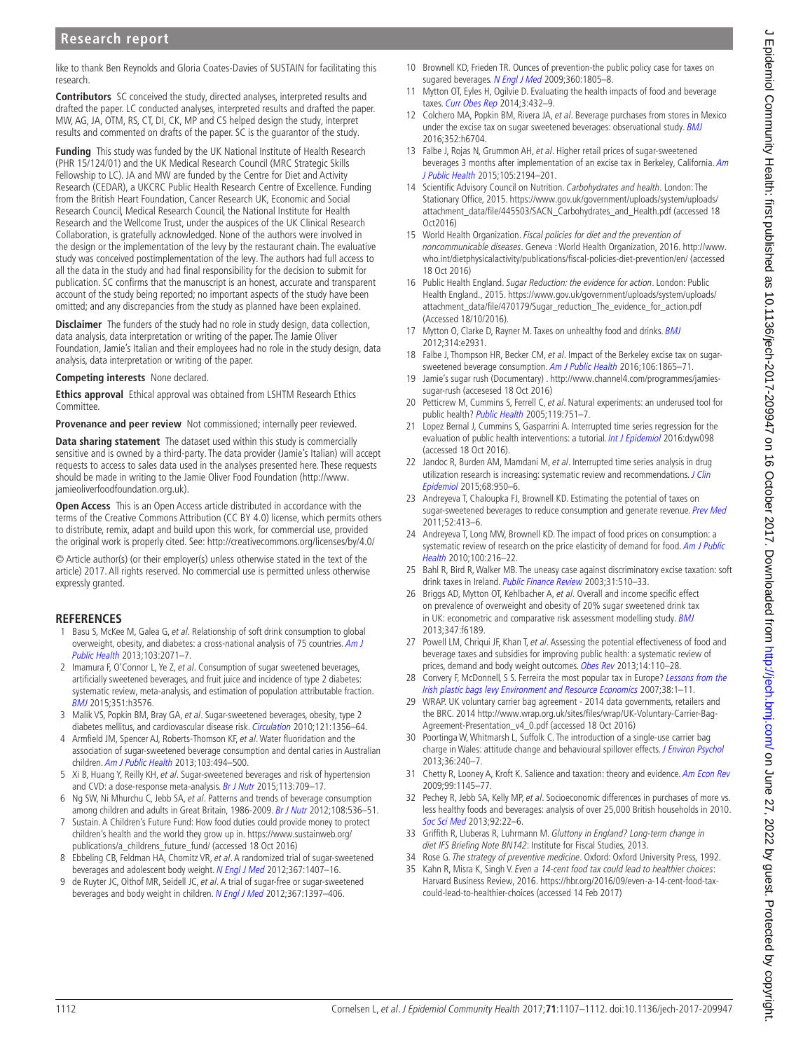like to thank Ben Reynolds and Gloria Coates-Davies of SUSTAIN for facilitating this research.

**Contributors** SC conceived the study, directed analyses, interpreted results and drafted the paper. LC conducted analyses, interpreted results and drafted the paper. MW, AG, JA, OTM, RS, CT, DI, CK, MP and CS helped design the study, interpret results and commented on drafts of the paper. SC is the guarantor of the study.

**Funding** This study was funded by the UK National Institute of Health Research (PHR 15/124/01) and the UK Medical Research Council (MRC Strategic Skills Fellowship to LC). JA and MW are funded by the Centre for Diet and Activity Research (CEDAR), a UKCRC Public Health Research Centre of Excellence. Funding from the British Heart Foundation, Cancer Research UK, Economic and Social Research Council, Medical Research Council, the National Institute for Health Research and the Wellcome Trust, under the auspices of the UK Clinical Research Collaboration, is gratefully acknowledged. None of the authors were involved in the design or the implementation of the levy by the restaurant chain. The evaluative study was conceived postimplementation of the levy. The authors had full access to all the data in the study and had final responsibility for the decision to submit for publication. SC confirms that the manuscript is an honest, accurate and transparent account of the study being reported; no important aspects of the study have been omitted; and any discrepancies from the study as planned have been explained.

**Disclaimer** The funders of the study had no role in study design, data collection, data analysis, data interpretation or writing of the paper. The Jamie Oliver Foundation, Jamie's Italian and their employees had no role in the study design, data analysis, data interpretation or writing of the paper.

**Competing interests** None declared.

**Ethics approval** Ethical approval was obtained from LSHTM Research Ethics Committee.

**Provenance and peer review** Not commissioned; internally peer reviewed.

**Data sharing statement** The dataset used within this study is commercially sensitive and is owned by a third-party. The data provider (Jamie's Italian) will accept requests to access to sales data used in the analyses presented here. These requests should be made in writing to the Jamie Oliver Food Foundation (http://www.jamieoliverfoodfoundation.org.uk).

**Open Access** This is an Open Access article distributed in accordance with the terms of the Creative Commons Attribution (CC BY 4.0) license, which permits others to distribute, remix, adapt and build upon this work, for commercial use, provided the original work is properly cited. See: http://creativecommons.org/licenses/by/4.0/

© Article author(s) (or their employer(s) unless otherwise stated in the text of the article) 2017. All rights reserved. No commercial use is permitted unless otherwise expressly granted.

## REFERENCES

1. Basu S, McKee M, Galea G, *et al*. Relationship of soft drink consumption to global overweight, obesity, and diabetes: a cross-national analysis of 75 countries. *Am J Public Health* 2013;103:2071–7.
2. Imamura F, O'Connor L, Ye Z, *et al*. Consumption of sugar sweetened beverages, artificially sweetened beverages, and fruit juice and incidence of type 2 diabetes: systematic review, meta-analysis, and estimation of population attributable fraction. *BMJ* 2015;351:h3576.
3. Malik VS, Popkin BM, Bray GA, *et al*. Sugar-sweetened beverages, obesity, type 2 diabetes mellitus, and cardiovascular disease risk. *Circulation* 2010;121:1356–64.
4. Armfield JM, Spencer AJ, Roberts-Thomson KF, *et al*. Water fluoridation and the association of sugar-sweetened beverage consumption and dental caries in Australian children. *Am J Public Health* 2013;103:494–500.
5. Xi B, Huang Y, Reilly KH, *et al*. Sugar-sweetened beverages and risk of hypertension and CVD: a dose-response meta-analysis. *Br J Nutr* 2015;113:709–17.
6. Ng SW, Ni Mhurchu C, Jebb SA, *et al*. Patterns and trends of beverage consumption among children and adults in Great Britain, 1986-2009. *Br J Nutr* 2012;108:536–51.
7. Sustain. A Children's Future Fund: How food duties could provide money to protect children's health and the world they grow up in. https://www.sustainweb.org/publications/a_childrens_future_fund/ (accessed 18 Oct 2016)
8. Ebbeling CB, Feldman HA, Chomitz VR, *et al*. A randomized trial of sugar-sweetened beverages and adolescent body weight. *N Engl J Med* 2012;367:1407–16.
9. de Ruyter JC, Olthof MR, Seidell JC, *et al*. A trial of sugar-free or sugar-sweetened beverages and body weight in children. *N Engl J Med* 2012;367:1397–406.
10. Brownell KD, Frieden TR. Ounces of prevention-the public policy case for taxes on sugared beverages. *N Engl J Med* 2009;360:1805–8.
11. Mytton OT, Eyles H, Ogilvie D. Evaluating the health impacts of food and beverage taxes. *Curr Obes Rep* 2014;3:432–9.
12. Colchero MA, Popkin BM, Rivera JA, *et al*. Beverage purchases from stores in Mexico under the excise tax on sugar sweetened beverages: observational study. *BMJ* 2016;352:h6704.
13. Falbe J, Rojas N, Grummon AH, *et al*. Higher retail prices of sugar-sweetened beverages 3 months after implementation of an excise tax in Berkeley, California. *Am J Public Health* 2015;105:2194–201.
14. Scientific Advisory Council on Nutrition. *Carbohydrates and health*. London: The Stationary Office, 2015. https://www.gov.uk/government/uploads/system/uploads/attachment_data/file/445503/SACN_Carbohydrates_and_Health.pdf (accessed 18 Oct2016)
15. World Health Organization. *Fiscal policies for diet and the prevention of noncommunicable diseases*. Geneva : World Health Organization, 2016. http://www.who.int/dietphysicalactivity/publications/fiscal-policies-diet-prevention/en/ (accessed 18 Oct 2016)
16. Public Health England. *Sugar Reduction: the evidence for action*. London: Public Health England., 2015. https://www.gov.uk/government/uploads/system/uploads/attachment_data/file/470179/Sugar_reduction_The_evidence_for_action.pdf (Accessed 18/10/2016).
17. Mytton O, Clarke D, Rayner M. Taxes on unhealthy food and drinks. *BMJ* 2012;314:e2931.
18. Falbe J, Thompson HR, Becker CM, *et al*. Impact of the Berkeley excise tax on sugar-sweetened beverage consumption. *Am J Public Health* 2016;106:1865–71.
19. Jamie's sugar rush (Documentary) . http://www.channel4.com/programmes/jamies-sugar-rush (accesesed 18 Oct 2016)
20. Petticrew M, Cummins S, Ferrell C, *et al*. Natural experiments: an underused tool for public health? *Public Health* 2005;119:751–7.
21. Lopez Bernal J, Cummins S, Gasparrini A. Interrupted time series regression for the evaluation of public health interventions: a tutorial. *Int J Epidemiol* 2016:dyw098 (accessed 18 Oct 2016).
22. Jandoc R, Burden AM, Mamdani M, *et al*. Interrupted time series analysis in drug utilization research is increasing: systematic review and recommendations. *J Clin Epidemiol* 2015;68:950–6.
23. Andreyeva T, Chaloupka FJ, Brownell KD. Estimating the potential of taxes on sugar-sweetened beverages to reduce consumption and generate revenue. *Prev Med* 2011;52:413–6.
24. Andreyeva T, Long MW, Brownell KD. The impact of food prices on consumption: a systematic review of research on the price elasticity of demand for food. *Am J Public Health* 2010;100:216–22.
25. Bahl R, Bird R, Walker MB. The uneasy case against discriminatory excise taxation: soft drink taxes in Ireland. *Public Finance Review* 2003;31:510–33.
26. Briggs AD, Mytton OT, Kehlbacher A, *et al*. Overall and income specific effect on prevalence of overweight and obesity of 20% sugar sweetened drink tax in UK: econometric and comparative risk assessment modelling study. *BMJ* 2013;347:f6189.
27. Powell LM, Chriqui JF, Khan T, *et al*. Assessing the potential effectiveness of food and beverage taxes and subsidies for improving public health: a systematic review of prices, demand and body weight outcomes. *Obes Rev* 2013;14:110–28.
28. Convery F, McDonnell, S S. Ferreira the most popular tax in Europe? *Lessons from the Irish plastic bags levy Environment and Resource Economics* 2007;38:1–11.
29. WRAP. UK voluntary carrier bag agreement - 2014 data governments, retailers and the BRC. 2014 http://www.wrap.org.uk/sites/files/wrap/UK-Voluntary-Carrier-Bag-Agreement-Presentation_v4_0.pdf (accessed 18 Oct 2016)
30. Poortinga W, Whitmarsh L, Suffolk C. The introduction of a single-use carrier bag charge in Wales: attitude change and behavioural spillover effects. *J Environ Psychol* 2013;36:240–7.
31. Chetty R, Looney A, Kroft K. Salience and taxation: theory and evidence. *Am Econ Rev* 2009;99:1145–77.
32. Pechey R, Jebb SA, Kelly MP, *et al*. Socioeconomic differences in purchases of more vs. less healthy foods and beverages: analysis of over 25,000 British households in 2010. *Soc Sci Med* 2013;92:22–6.
33. Griffith R, Lluberas R, Luhrmann M. *Gluttony in England? Long-term change in diet IFS Briefing Note BN142*: Institute for Fiscal Studies, 2013.
34. Rose G. *The strategy of preventive medicine*. Oxford: Oxford University Press, 1992.
35. Kahn R, Misra K, Singh V. *Even a 14-cent food tax could lead to healthier choices*: Harvard Business Review, 2016. https://hbr.org/2016/09/even-a-14-cent-food-tax-could-lead-to-healthier-choices (accessed 14 Feb 2017)